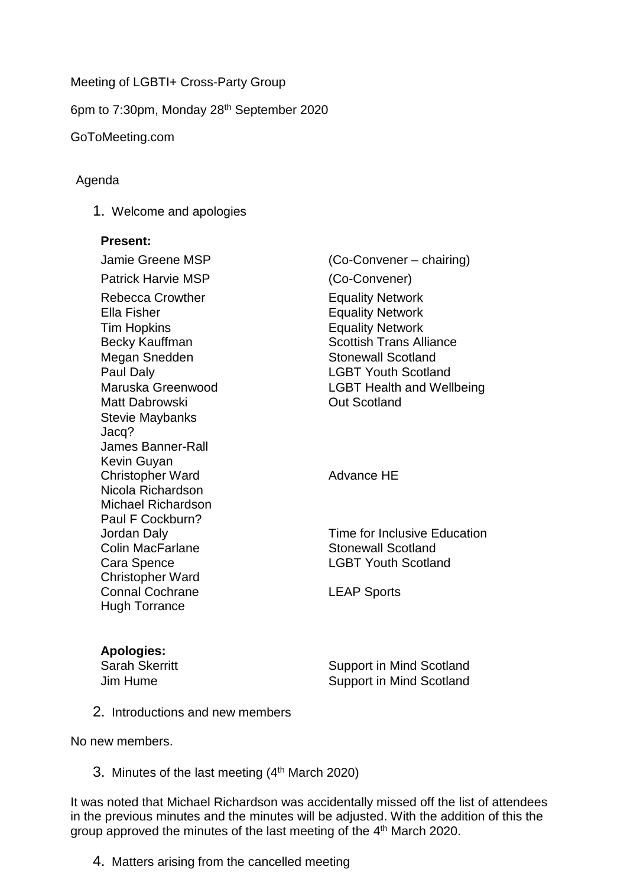Meeting of LGBTI+ Cross-Party Group

6pm to 7:30pm, Monday 28th September 2020

GoToMeeting.com

Agenda

1. Welcome and apologies

**Present:**

| | |
|---|---|
| Jamie Greene MSP | (Co-Convener – chairing) |
| Patrick Harvie MSP | (Co-Convener) |
| Rebecca Crowther | Equality Network |
| Ella Fisher | Equality Network |
| Tim Hopkins | Equality Network |
| Becky Kauffman | Scottish Trans Alliance |
| Megan Snedden | Stonewall Scotland |
| Paul Daly | LGBT Youth Scotland |
| Maruska Greenwood | LGBT Health and Wellbeing |
| Matt Dabrowski | Out Scotland |
| Stevie Maybanks | |
| Jacq? | |
| James Banner-Rall | |
| Kevin Guyan | |
| Christopher Ward | Advance HE |
| Nicola Richardson | |
| Michael Richardson | |
| Paul F Cockburn? | |
| Jordan Daly | Time for Inclusive Education |
| Colin MacFarlane | Stonewall Scotland |
| Cara Spence | LGBT Youth Scotland |
| Christopher Ward | |
| Connal Cochrane | LEAP Sports |
| Hugh Torrance | |

**Apologies:**

| | |
|---|---|
| Sarah Skerritt | Support in Mind Scotland |
| Jim Hume | Support in Mind Scotland |

2. Introductions and new members

No new members.

3. Minutes of the last meeting (4th March 2020)

It was noted that Michael Richardson was accidentally missed off the list of attendees in the previous minutes and the minutes will be adjusted. With the addition of this the group approved the minutes of the last meeting of the 4th March 2020.

4. Matters arising from the cancelled meeting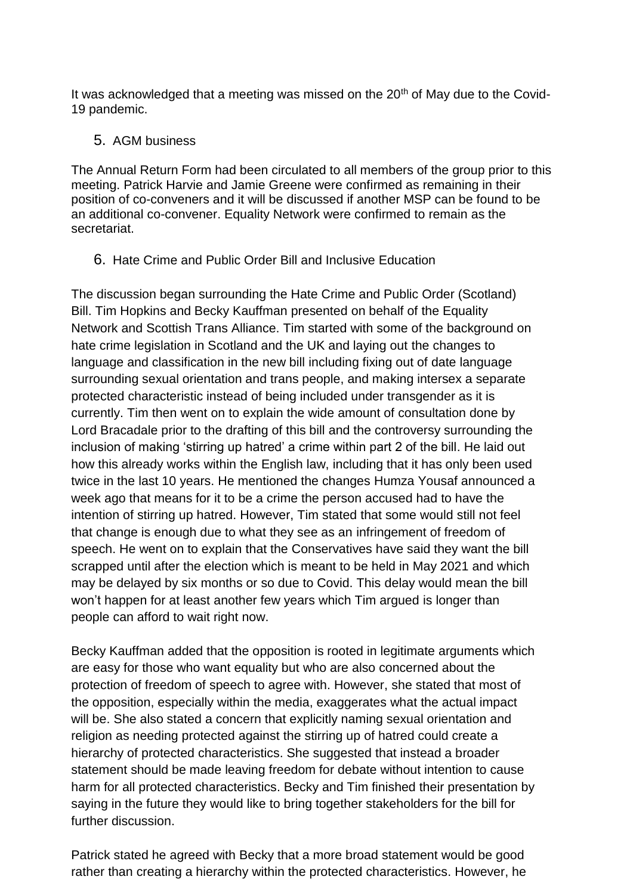It was acknowledged that a meeting was missed on the 20th of May due to the Covid-19 pandemic.

5. AGM business

The Annual Return Form had been circulated to all members of the group prior to this meeting. Patrick Harvie and Jamie Greene were confirmed as remaining in their position of co-conveners and it will be discussed if another MSP can be found to be an additional co-convener. Equality Network were confirmed to remain as the secretariat.

6. Hate Crime and Public Order Bill and Inclusive Education

The discussion began surrounding the Hate Crime and Public Order (Scotland) Bill. Tim Hopkins and Becky Kauffman presented on behalf of the Equality Network and Scottish Trans Alliance. Tim started with some of the background on hate crime legislation in Scotland and the UK and laying out the changes to language and classification in the new bill including fixing out of date language surrounding sexual orientation and trans people, and making intersex a separate protected characteristic instead of being included under transgender as it is currently. Tim then went on to explain the wide amount of consultation done by Lord Bracadale prior to the drafting of this bill and the controversy surrounding the inclusion of making 'stirring up hatred' a crime within part 2 of the bill. He laid out how this already works within the English law, including that it has only been used twice in the last 10 years. He mentioned the changes Humza Yousaf announced a week ago that means for it to be a crime the person accused had to have the intention of stirring up hatred. However, Tim stated that some would still not feel that change is enough due to what they see as an infringement of freedom of speech. He went on to explain that the Conservatives have said they want the bill scrapped until after the election which is meant to be held in May 2021 and which may be delayed by six months or so due to Covid. This delay would mean the bill won't happen for at least another few years which Tim argued is longer than people can afford to wait right now.

Becky Kauffman added that the opposition is rooted in legitimate arguments which are easy for those who want equality but who are also concerned about the protection of freedom of speech to agree with. However, she stated that most of the opposition, especially within the media, exaggerates what the actual impact will be. She also stated a concern that explicitly naming sexual orientation and religion as needing protected against the stirring up of hatred could create a hierarchy of protected characteristics. She suggested that instead a broader statement should be made leaving freedom for debate without intention to cause harm for all protected characteristics. Becky and Tim finished their presentation by saying in the future they would like to bring together stakeholders for the bill for further discussion.

Patrick stated he agreed with Becky that a more broad statement would be good rather than creating a hierarchy within the protected characteristics. However, he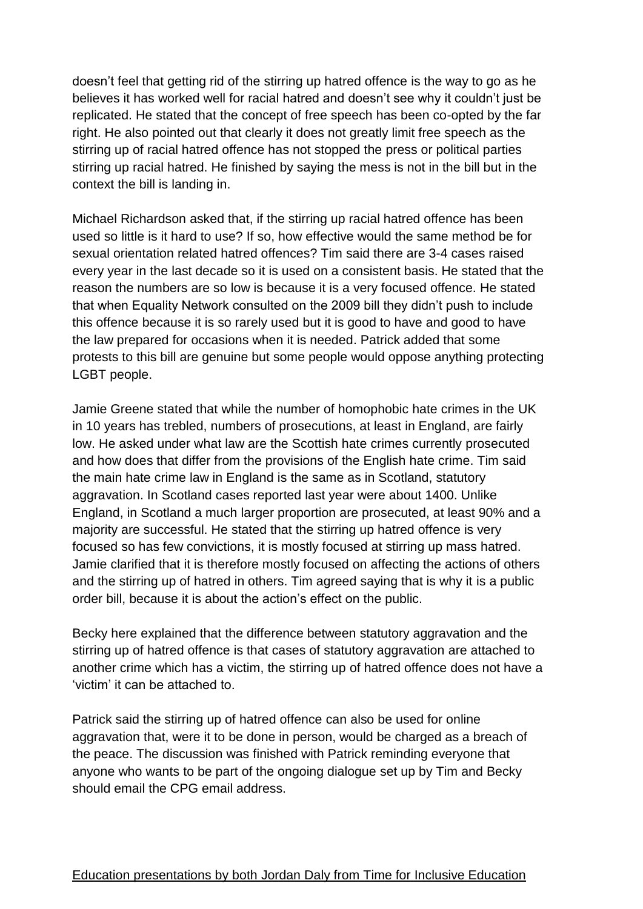doesn't feel that getting rid of the stirring up hatred offence is the way to go as he believes it has worked well for racial hatred and doesn't see why it couldn't just be replicated. He stated that the concept of free speech has been co-opted by the far right. He also pointed out that clearly it does not greatly limit free speech as the stirring up of racial hatred offence has not stopped the press or political parties stirring up racial hatred. He finished by saying the mess is not in the bill but in the context the bill is landing in.

Michael Richardson asked that, if the stirring up racial hatred offence has been used so little is it hard to use? If so, how effective would the same method be for sexual orientation related hatred offences? Tim said there are 3-4 cases raised every year in the last decade so it is used on a consistent basis. He stated that the reason the numbers are so low is because it is a very focused offence. He stated that when Equality Network consulted on the 2009 bill they didn't push to include this offence because it is so rarely used but it is good to have and good to have the law prepared for occasions when it is needed. Patrick added that some protests to this bill are genuine but some people would oppose anything protecting LGBT people.

Jamie Greene stated that while the number of homophobic hate crimes in the UK in 10 years has trebled, numbers of prosecutions, at least in England, are fairly low. He asked under what law are the Scottish hate crimes currently prosecuted and how does that differ from the provisions of the English hate crime. Tim said the main hate crime law in England is the same as in Scotland, statutory aggravation. In Scotland cases reported last year were about 1400. Unlike England, in Scotland a much larger proportion are prosecuted, at least 90% and a majority are successful. He stated that the stirring up hatred offence is very focused so has few convictions, it is mostly focused at stirring up mass hatred. Jamie clarified that it is therefore mostly focused on affecting the actions of others and the stirring up of hatred in others. Tim agreed saying that is why it is a public order bill, because it is about the action's effect on the public.

Becky here explained that the difference between statutory aggravation and the stirring up of hatred offence is that cases of statutory aggravation are attached to another crime which has a victim, the stirring up of hatred offence does not have a 'victim' it can be attached to.

Patrick said the stirring up of hatred offence can also be used for online aggravation that, were it to be done in person, would be charged as a breach of the peace. The discussion was finished with Patrick reminding everyone that anyone who wants to be part of the ongoing dialogue set up by Tim and Becky should email the CPG email address.

<u>Education presentations by both Jordan Daly from Time for Inclusive Education</u>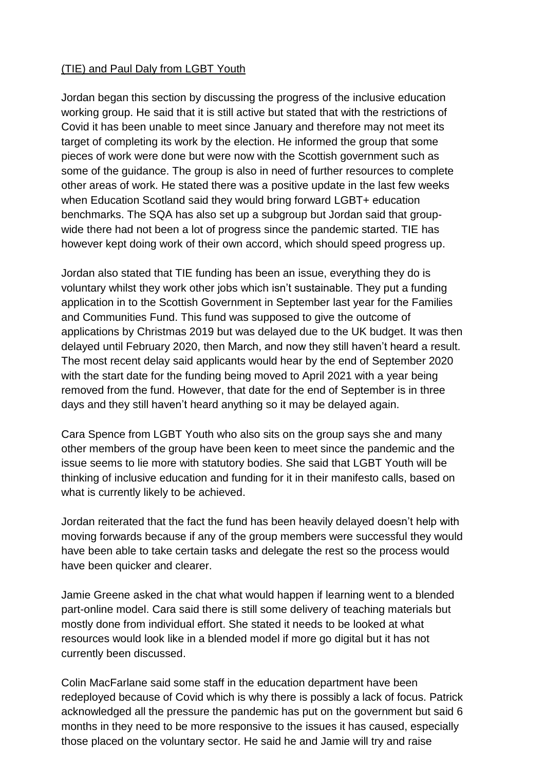(TIE) and Paul Daly from LGBT Youth

Jordan began this section by discussing the progress of the inclusive education working group. He said that it is still active but stated that with the restrictions of Covid it has been unable to meet since January and therefore may not meet its target of completing its work by the election. He informed the group that some pieces of work were done but were now with the Scottish government such as some of the guidance. The group is also in need of further resources to complete other areas of work. He stated there was a positive update in the last few weeks when Education Scotland said they would bring forward LGBT+ education benchmarks. The SQA has also set up a subgroup but Jordan said that group-wide there had not been a lot of progress since the pandemic started. TIE has however kept doing work of their own accord, which should speed progress up.

Jordan also stated that TIE funding has been an issue, everything they do is voluntary whilst they work other jobs which isn't sustainable. They put a funding application in to the Scottish Government in September last year for the Families and Communities Fund. This fund was supposed to give the outcome of applications by Christmas 2019 but was delayed due to the UK budget. It was then delayed until February 2020, then March, and now they still haven't heard a result. The most recent delay said applicants would hear by the end of September 2020 with the start date for the funding being moved to April 2021 with a year being removed from the fund. However, that date for the end of September is in three days and they still haven't heard anything so it may be delayed again.

Cara Spence from LGBT Youth who also sits on the group says she and many other members of the group have been keen to meet since the pandemic and the issue seems to lie more with statutory bodies. She said that LGBT Youth will be thinking of inclusive education and funding for it in their manifesto calls, based on what is currently likely to be achieved.

Jordan reiterated that the fact the fund has been heavily delayed doesn't help with moving forwards because if any of the group members were successful they would have been able to take certain tasks and delegate the rest so the process would have been quicker and clearer.

Jamie Greene asked in the chat what would happen if learning went to a blended part-online model. Cara said there is still some delivery of teaching materials but mostly done from individual effort. She stated it needs to be looked at what resources would look like in a blended model if more go digital but it has not currently been discussed.

Colin MacFarlane said some staff in the education department have been redeployed because of Covid which is why there is possibly a lack of focus. Patrick acknowledged all the pressure the pandemic has put on the government but said 6 months in they need to be more responsive to the issues it has caused, especially those placed on the voluntary sector. He said he and Jamie will try and raise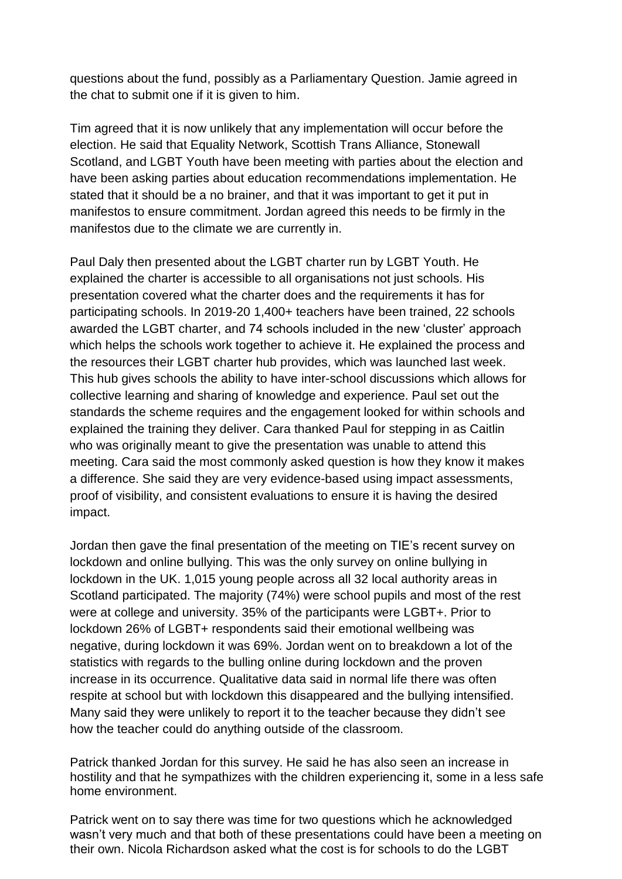questions about the fund, possibly as a Parliamentary Question. Jamie agreed in the chat to submit one if it is given to him.

Tim agreed that it is now unlikely that any implementation will occur before the election. He said that Equality Network, Scottish Trans Alliance, Stonewall Scotland, and LGBT Youth have been meeting with parties about the election and have been asking parties about education recommendations implementation. He stated that it should be a no brainer, and that it was important to get it put in manifestos to ensure commitment. Jordan agreed this needs to be firmly in the manifestos due to the climate we are currently in.

Paul Daly then presented about the LGBT charter run by LGBT Youth. He explained the charter is accessible to all organisations not just schools. His presentation covered what the charter does and the requirements it has for participating schools. In 2019-20 1,400+ teachers have been trained, 22 schools awarded the LGBT charter, and 74 schools included in the new 'cluster' approach which helps the schools work together to achieve it. He explained the process and the resources their LGBT charter hub provides, which was launched last week. This hub gives schools the ability to have inter-school discussions which allows for collective learning and sharing of knowledge and experience. Paul set out the standards the scheme requires and the engagement looked for within schools and explained the training they deliver. Cara thanked Paul for stepping in as Caitlin who was originally meant to give the presentation was unable to attend this meeting. Cara said the most commonly asked question is how they know it makes a difference. She said they are very evidence-based using impact assessments, proof of visibility, and consistent evaluations to ensure it is having the desired impact.

Jordan then gave the final presentation of the meeting on TIE's recent survey on lockdown and online bullying. This was the only survey on online bullying in lockdown in the UK. 1,015 young people across all 32 local authority areas in Scotland participated. The majority (74%) were school pupils and most of the rest were at college and university. 35% of the participants were LGBT+. Prior to lockdown 26% of LGBT+ respondents said their emotional wellbeing was negative, during lockdown it was 69%. Jordan went on to breakdown a lot of the statistics with regards to the bulling online during lockdown and the proven increase in its occurrence. Qualitative data said in normal life there was often respite at school but with lockdown this disappeared and the bullying intensified. Many said they were unlikely to report it to the teacher because they didn't see how the teacher could do anything outside of the classroom.

Patrick thanked Jordan for this survey. He said he has also seen an increase in hostility and that he sympathizes with the children experiencing it, some in a less safe home environment.

Patrick went on to say there was time for two questions which he acknowledged wasn't very much and that both of these presentations could have been a meeting on their own. Nicola Richardson asked what the cost is for schools to do the LGBT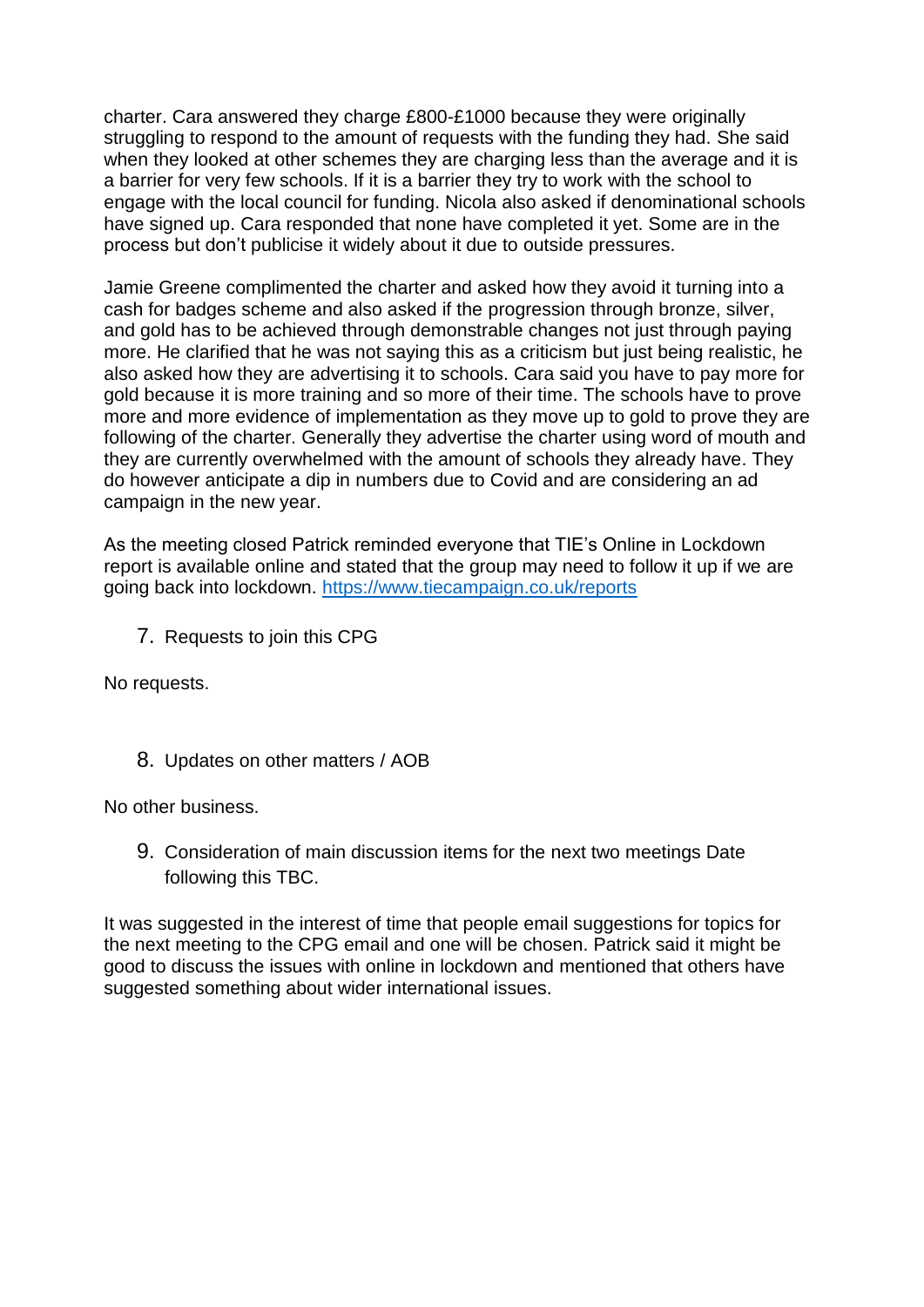charter. Cara answered they charge £800-£1000 because they were originally struggling to respond to the amount of requests with the funding they had. She said when they looked at other schemes they are charging less than the average and it is a barrier for very few schools. If it is a barrier they try to work with the school to engage with the local council for funding. Nicola also asked if denominational schools have signed up. Cara responded that none have completed it yet. Some are in the process but don't publicise it widely about it due to outside pressures.

Jamie Greene complimented the charter and asked how they avoid it turning into a cash for badges scheme and also asked if the progression through bronze, silver, and gold has to be achieved through demonstrable changes not just through paying more. He clarified that he was not saying this as a criticism but just being realistic, he also asked how they are advertising it to schools. Cara said you have to pay more for gold because it is more training and so more of their time. The schools have to prove more and more evidence of implementation as they move up to gold to prove they are following of the charter. Generally they advertise the charter using word of mouth and they are currently overwhelmed with the amount of schools they already have. They do however anticipate a dip in numbers due to Covid and are considering an ad campaign in the new year.

As the meeting closed Patrick reminded everyone that TIE's Online in Lockdown report is available online and stated that the group may need to follow it up if we are going back into lockdown. https://www.tiecampaign.co.uk/reports

7. Requests to join this CPG

No requests.

8. Updates on other matters / AOB

No other business.

9. Consideration of main discussion items for the next two meetings Date following this TBC.

It was suggested in the interest of time that people email suggestions for topics for the next meeting to the CPG email and one will be chosen. Patrick said it might be good to discuss the issues with online in lockdown and mentioned that others have suggested something about wider international issues.